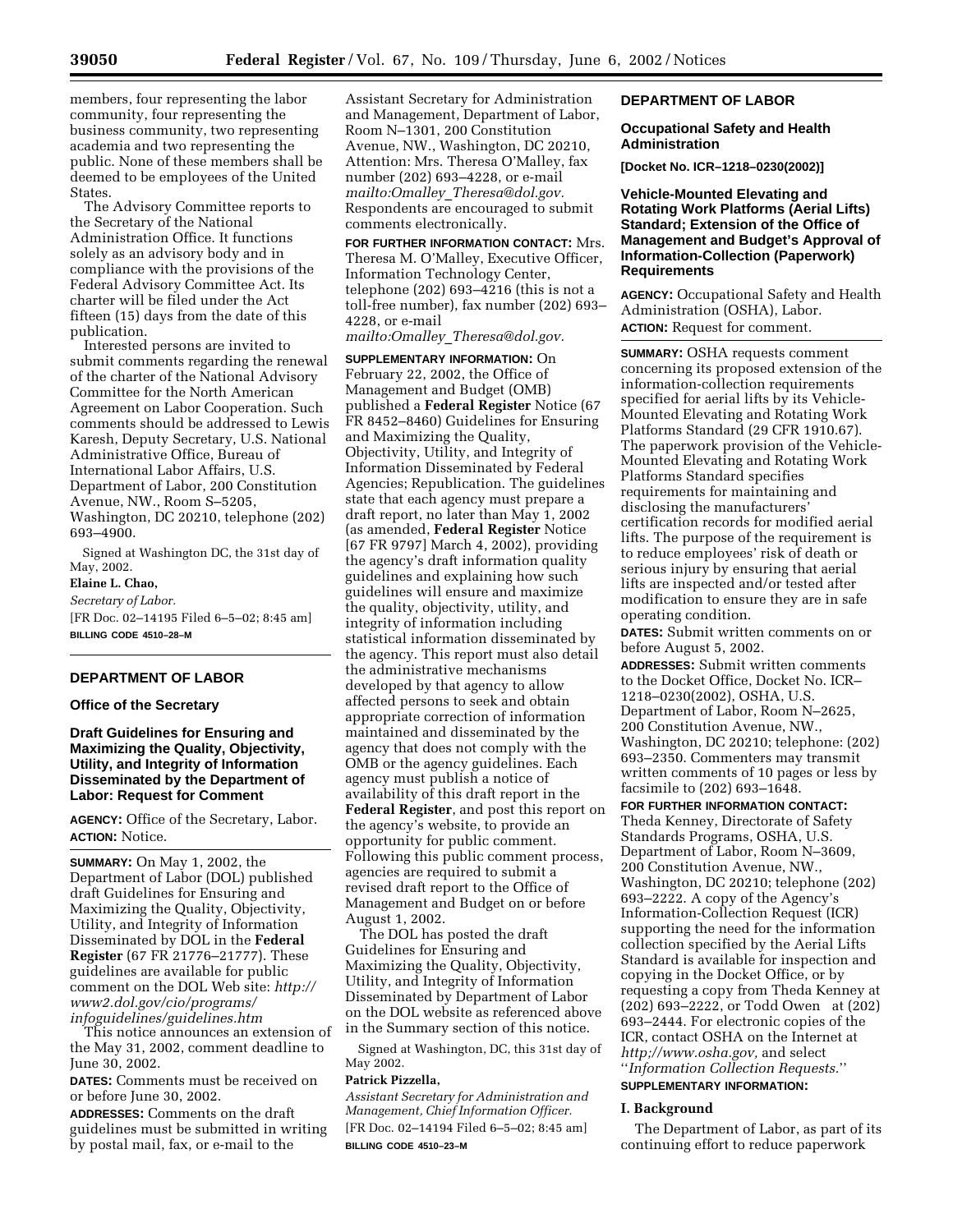members, four representing the labor community, four representing the business community, two representing academia and two representing the public. None of these members shall be deemed to be employees of the United States.

The Advisory Committee reports to the Secretary of the National Administration Office. It functions solely as an advisory body and in compliance with the provisions of the Federal Advisory Committee Act. Its charter will be filed under the Act fifteen (15) days from the date of this publication.

Interested persons are invited to submit comments regarding the renewal of the charter of the National Advisory Committee for the North American Agreement on Labor Cooperation. Such comments should be addressed to Lewis Karesh, Deputy Secretary, U.S. National Administrative Office, Bureau of International Labor Affairs, U.S. Department of Labor, 200 Constitution Avenue, NW., Room S–5205, Washington, DC 20210, telephone (202) 693–4900.

Signed at Washington DC, the 31st day of May, 2002.

**Elaine L. Chao,**

*Secretary of Labor.*

[FR Doc. 02–14195 Filed 6–5–02; 8:45 am]

**BILLING CODE 4510–28–M**

---

## DEPARTMENT OF LABOR

### Office of the Secretary

### Draft Guidelines for Ensuring and Maximizing the Quality, Objectivity, Utility, and Integrity of Information Disseminated by the Department of Labor: Request for Comment

**AGENCY:** Office of the Secretary, Labor.

**ACTION:** Notice.

**SUMMARY:** On May 1, 2002, the Department of Labor (DOL) published draft Guidelines for Ensuring and Maximizing the Quality, Objectivity, Utility, and Integrity of Information Disseminated by DOL in the **Federal Register** (67 FR 21776–21777). These guidelines are available for public comment on the DOL Web site: *http://www2.dol.gov/cio/programs/infoguidelines/guidelines.htm*

This notice announces an extension of the May 31, 2002, comment deadline to June 30, 2002.

**DATES:** Comments must be received on or before June 30, 2002.

**ADDRESSES:** Comments on the draft guidelines must be submitted in writing by postal mail, fax, or e-mail to the Assistant Secretary for Administration and Management, Department of Labor, Room N–1301, 200 Constitution Avenue, NW., Washington, DC 20210, Attention: Mrs. Theresa O'Malley, fax number (202) 693–4228, or e-mail *mailto:Omalley_Theresa@dol.gov.* Respondents are encouraged to submit comments electronically.

**FOR FURTHER INFORMATION CONTACT:** Mrs. Theresa M. O'Malley, Executive Officer, Information Technology Center, telephone (202) 693–4216 (this is not a toll-free number), fax number (202) 693–4228, or e-mail *mailto:Omalley_Theresa@dol.gov.*

**SUPPLEMENTARY INFORMATION:** On February 22, 2002, the Office of Management and Budget (OMB) published a **Federal Register** Notice (67 FR 8452–8460) Guidelines for Ensuring and Maximizing the Quality, Objectivity, Utility, and Integrity of Information Disseminated by Federal Agencies; Republication. The guidelines state that each agency must prepare a draft report, no later than May 1, 2002 (as amended, **Federal Register** Notice [67 FR 9797] March 4, 2002), providing the agency's draft information quality guidelines and explaining how such guidelines will ensure and maximize the quality, objectivity, utility, and integrity of information including statistical information disseminated by the agency. This report must also detail the administrative mechanisms developed by that agency to allow affected persons to seek and obtain appropriate correction of information maintained and disseminated by the agency that does not comply with the OMB or the agency guidelines. Each agency must publish a notice of availability of this draft report in the **Federal Register**, and post this report on the agency's website, to provide an opportunity for public comment. Following this public comment process, agencies are required to submit a revised draft report to the Office of Management and Budget on or before August 1, 2002.

The DOL has posted the draft Guidelines for Ensuring and Maximizing the Quality, Objectivity, Utility, and Integrity of Information Disseminated by Department of Labor on the DOL website as referenced above in the Summary section of this notice.

Signed at Washington, DC, this 31st day of May 2002.

**Patrick Pizzella,**

*Assistant Secretary for Administration and Management, Chief Information Officer.*

[FR Doc. 02–14194 Filed 6–5–02; 8:45 am]

**BILLING CODE 4510–23–M**

---

## DEPARTMENT OF LABOR

### Occupational Safety and Health Administration

**[Docket No. ICR–1218–0230(2002)]**

### Vehicle-Mounted Elevating and Rotating Work Platforms (Aerial Lifts) Standard; Extension of the Office of Management and Budget's Approval of Information-Collection (Paperwork) Requirements

**AGENCY:** Occupational Safety and Health Administration (OSHA), Labor.

**ACTION:** Request for comment.

**SUMMARY:** OSHA requests comment concerning its proposed extension of the information-collection requirements specified for aerial lifts by its Vehicle-Mounted Elevating and Rotating Work Platforms Standard (29 CFR 1910.67). The paperwork provision of the Vehicle-Mounted Elevating and Rotating Work Platforms Standard specifies requirements for maintaining and disclosing the manufacturers' certification records for modified aerial lifts. The purpose of the requirement is to reduce employees' risk of death or serious injury by ensuring that aerial lifts are inspected and/or tested after modification to ensure they are in safe operating condition.

**DATES:** Submit written comments on or before August 5, 2002.

**ADDRESSES:** Submit written comments to the Docket Office, Docket No. ICR–1218–0230(2002), OSHA, U.S. Department of Labor, Room N–2625, 200 Constitution Avenue, NW., Washington, DC 20210; telephone: (202) 693–2350. Commenters may transmit written comments of 10 pages or less by facsimile to (202) 693–1648.

**FOR FURTHER INFORMATION CONTACT:** Theda Kenney, Directorate of Safety Standards Programs, OSHA, U.S. Department of Labor, Room N–3609, 200 Constitution Avenue, NW., Washington, DC 20210; telephone (202) 693–2222. A copy of the Agency's Information-Collection Request (ICR) supporting the need for the information collection specified by the Aerial Lifts Standard is available for inspection and copying in the Docket Office, or by requesting a copy from Theda Kenney at (202) 693–2222, or Todd Owen at (202) 693–2444. For electronic copies of the ICR, contact OSHA on the Internet at *http;//www.osha.gov,* and select ''*Information Collection Requests.*''

**SUPPLEMENTARY INFORMATION:**

#### I. Background

The Department of Labor, as part of its continuing effort to reduce paperwork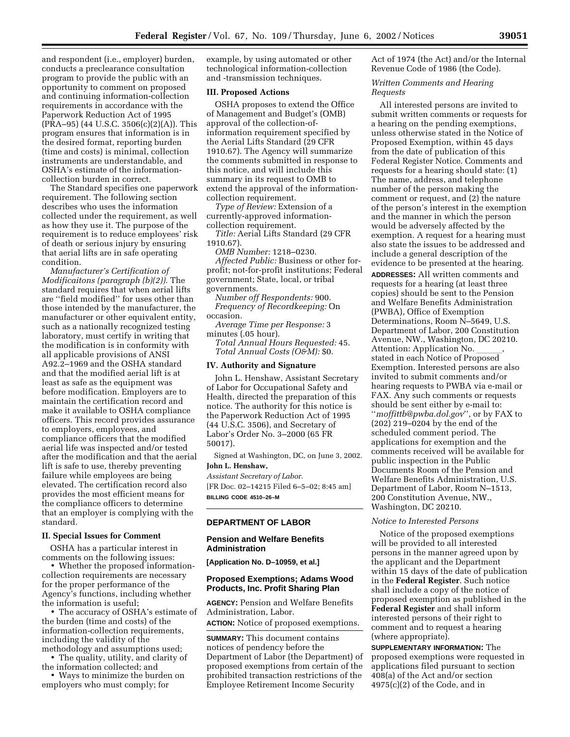and respondent (i.e., employer) burden, conducts a preclearance consultation program to provide the public with an opportunity to comment on proposed and continuing information-collection requirements in accordance with the Paperwork Reduction Act of 1995 (PRA–95) (44 U.S.C. 3506(c)(2)(A)). This program ensures that information is in the desired format, reporting burden (time and costs) is minimal, collection instruments are understandable, and OSHA's estimate of the information-collection burden in correct.

The Standard specifies one paperwork requirement. The following section describes who uses the information collected under the requirement, as well as how they use it. The purpose of the requirement is to reduce employees' risk of death or serious injury by ensuring that aerial lifts are in safe operating condition.

*Manufacturer's Certification of Modificaitons (paragraph (b)(2)).* The standard requires that when aerial lifts are "field modified" for uses other than those intended by the manufacturer, the manufacturer or other equivalent entity, such as a nationally recognized testing laboratory, must certify in writing that the modification is in conformity with all applicable provisions of ANSI A92.2–1969 and the OSHA standard and that the modified aerial lift is at least as safe as the equipment was before modification. Employers are to maintain the certification record and make it available to OSHA compliance officers. This record provides assurance to employers, employees, and compliance officers that the modified aerial life was inspected and/or tested after the modification and that the aerial lift is safe to use, thereby preventing failure while employees are being elevated. The certification record also provides the most efficient means for the compliance officers to determine that an employer is complying with the standard.

### II. Special Issues for Comment

OSHA has a particular interest in comments on the following issues:

- Whether the proposed information-collection requirements are necessary for the proper performance of the Agency's functions, including whether the information is useful;
- The accuracy of OSHA's estimate of the burden (time and costs) of the information-collection requirements, including the validity of the methodology and assumptions used;
- The quality, utility, and clarity of the information collected; and
- Ways to minimize the burden on employers who must comply; for example, by using automated or other technological information-collection and -transmission techniques.

### III. Proposed Actions

OSHA proposes to extend the Office of Management and Budget's (OMB) approval of the collection-of-information requirement specified by the Aerial Lifts Standard (29 CFR 1910.67). The Agency will summarize the comments submitted in response to this notice, and will include this summary in its request to OMB to extend the approval of the information-collection requirement.

*Type of Review:* Extension of a currently-approved information-collection requirement.

*Title:* Aerial Lifts Standard (29 CFR 1910.67).

*OMB Number:* 1218–0230.

*Affected Public:* Business or other for-profit; not-for-profit institutions; Federal government; State, local, or tribal governments.

*Number off Respondents:* 900.

*Frequency of Recordkeeping:* On occasion.

*Average Time per Response:* 3 minutes (.05 hour).

*Total Annual Hours Requested:* 45.

*Total Annual Costs (O&M):* $0.

### IV. Authority and Signature

John L. Henshaw, Assistant Secretary of Labor for Occupational Safety and Health, directed the preparation of this notice. The authority for this notice is the Paperwork Reduction Act of 1995 (44 U.S.C. 3506), and Secretary of Labor's Order No. 3–2000 (65 FR 50017).

Signed at Washington, DC, on June 3, 2002.

**John L. Henshaw,**

*Assistant Secretary of Labor.*

[FR Doc. 02–14215 Filed 6–5–02; 8:45 am]

**BILLING CODE 4510–26–M**

---

## DEPARTMENT OF LABOR

### Pension and Welfare Benefits Administration

**[Application No. D–10959, et al.]**

### Proposed Exemptions; Adams Wood Products, Inc. Profit Sharing Plan

**AGENCY:** Pension and Welfare Benefits Administration, Labor.

**ACTION:** Notice of proposed exemptions.

**SUMMARY:** This document contains notices of pendency before the Department of Labor (the Department) of proposed exemptions from certain of the prohibited transaction restrictions of the Employee Retirement Income Security Act of 1974 (the Act) and/or the Internal Revenue Code of 1986 (the Code).

*Written Comments and Hearing Requests*

All interested persons are invited to submit written comments or requests for a hearing on the pending exemptions, unless otherwise stated in the Notice of Proposed Exemption, within 45 days from the date of publication of this Federal Register Notice. Comments and requests for a hearing should state: (1) The name, address, and telephone number of the person making the comment or request, and (2) the nature of the person's interest in the exemption and the manner in which the person would be adversely affected by the exemption. A request for a hearing must also state the issues to be addressed and include a general description of the evidence to be presented at the hearing.

**ADDRESSES:** All written comments and requests for a hearing (at least three copies) should be sent to the Pension and Welfare Benefits Administration (PWBA), Office of Exemption Determinations, Room N–5649, U.S. Department of Labor, 200 Constitution Avenue, NW., Washington, DC 20210. Attention: Application No. ______, stated in each Notice of Proposed Exemption. Interested persons are also invited to submit comments and/or hearing requests to PWBA via e-mail or FAX. Any such comments or requests should be sent either by e-mail to: "*moffittb@pwba.dol.gov*", or by FAX to (202) 219–0204 by the end of the scheduled comment period. The applications for exemption and the comments received will be available for public inspection in the Public Documents Room of the Pension and Welfare Benefits Administration, U.S. Department of Labor, Room N–1513, 200 Constitution Avenue, NW., Washington, DC 20210.

*Notice to Interested Persons*

Notice of the proposed exemptions will be provided to all interested persons in the manner agreed upon by the applicant and the Department within 15 days of the date of publication in the **Federal Register**. Such notice shall include a copy of the notice of proposed exemption as published in the **Federal Register** and shall inform interested persons of their right to comment and to request a hearing (where appropriate).

**SUPPLEMENTARY INFORMATION:** The proposed exemptions were requested in applications filed pursuant to section 408(a) of the Act and/or section 4975(c)(2) of the Code, and in